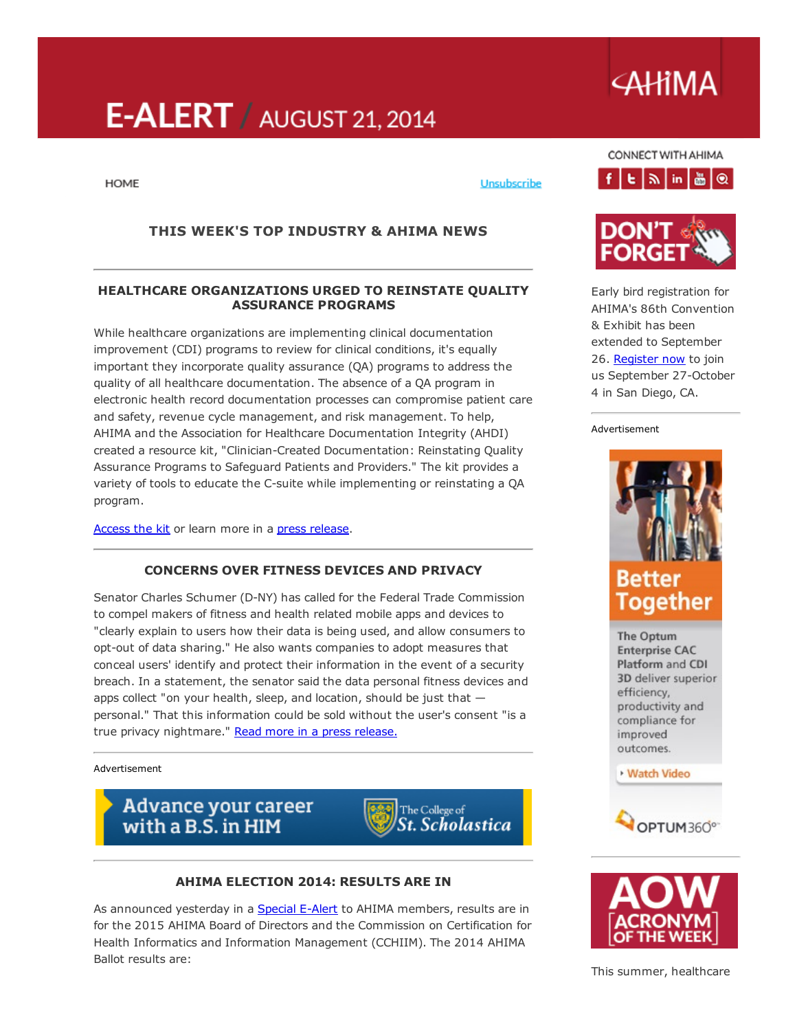# E-ALERT / AUGUST 21, 2014

AHIMA

HOME

Unsubscribe

## THIS WEEK'S TOP INDUSTRY & AHIMA NEWS

### HEALTHCARE ORGANIZATIONS URGED TO REINSTATE QUALITY ASSURANCE PROGRAMS

While healthcare organizations are implementing clinical documentation improvement (CDI) programs to review for clinical conditions, it's equally important they incorporate quality assurance (QA) programs to address the quality of all healthcare documentation. The absence of a QA program in electronic health record documentation processes can compromise patient care and safety, revenue cycle management, and risk management. To help, AHIMA and the Association for Healthcare Documentation Integrity (AHDI) created a resource kit, "Clinician-Created Documentation: Reinstating Quality Assurance Programs to Safeguard Patients and Providers." The kit provides a variety of tools to educate the C-suite while implementing or reinstating a QA program.

Access the kit or learn more in a press release.

### CONCERNS OVER FITNESS DEVICES AND PRIVACY

Senator Charles Schumer (D-NY) has called for the Federal Trade Commission to compel makers of fitness and health related mobile apps and devices to "clearly explain to users how their data is being used, and allow consumers to opt-out of data sharing." He also wants companies to adopt measures that conceal users' identify and protect their information in the event of a security breach. In a statement, the senator said the data personal fitness devices and apps collect "on your health, sleep, and location, should be just that — personal." That this information could be sold without the user's consent "is a true privacy nightmare." Read more in a press release.

Advertisement

Advance your career with a B.S. in HIM — The College of St. Scholastica

### AHIMA ELECTION 2014: RESULTS ARE IN

As announced yesterday in a Special E-Alert to AHIMA members, results are in for the 2015 AHIMA Board of Directors and the Commission on Certification for Health Informatics and Information Management (CCHIIM). The 2014 AHIMA Ballot results are:

CONNECT WITH AHIMA

DON'T FORGET

Early bird registration for AHIMA's 86th Convention & Exhibit has been extended to September 26. Register now to join us September 27-October 4 in San Diego, CA.

Advertisement

Better Together

The Optum Enterprise CAC Platform and CDI 3D deliver superior efficiency, productivity and compliance for improved outcomes.

Watch Video

OPTUM360°

AOW ACRONYM OF THE WEEK

This summer, healthcare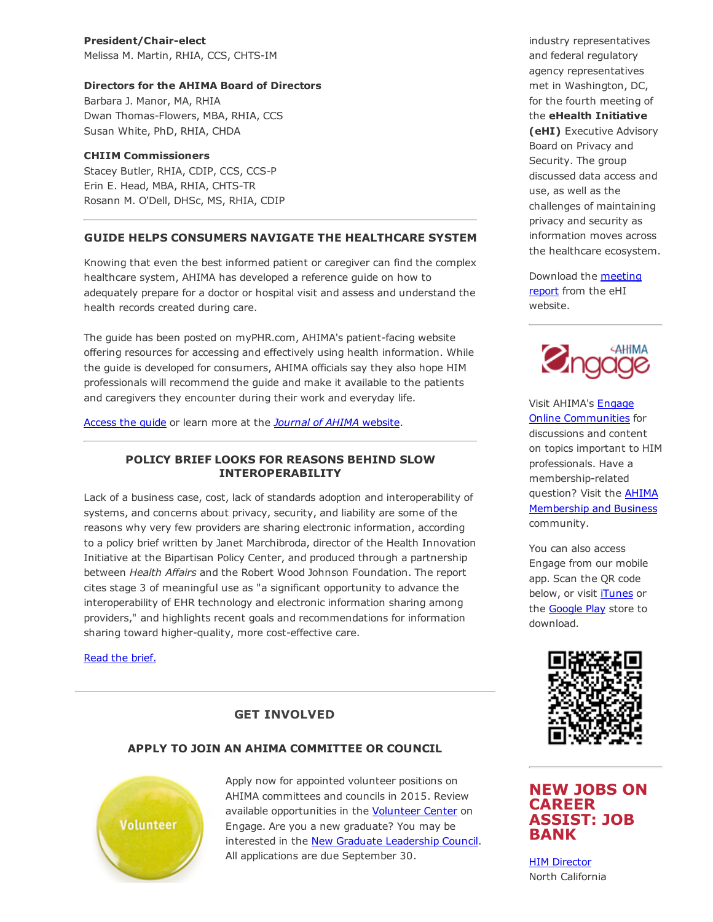**President/Chair-elect**
Melissa M. Martin, RHIA, CCS, CHTS-IM

**Directors for the AHIMA Board of Directors**
Barbara J. Manor, MA, RHIA
Dwan Thomas-Flowers, MBA, RHIA, CCS
Susan White, PhD, RHIA, CHDA

**CHIIM Commissioners**
Stacey Butler, RHIA, CDIP, CCS, CCS-P
Erin E. Head, MBA, RHIA, CHTS-TR
Rosann M. O'Dell, DHSc, MS, RHIA, CDIP

---

## GUIDE HELPS CONSUMERS NAVIGATE THE HEALTHCARE SYSTEM

Knowing that even the best informed patient or caregiver can find the complex healthcare system, AHIMA has developed a reference guide on how to adequately prepare for a doctor or hospital visit and assess and understand the health records created during care.

The guide has been posted on myPHR.com, AHIMA's patient-facing website offering resources for accessing and effectively using health information. While the guide is developed for consumers, AHIMA officials say they also hope HIM professionals will recommend the guide and make it available to the patients and caregivers they encounter during their work and everyday life.

Access the guide or learn more at the *Journal of AHIMA* website.

---

## POLICY BRIEF LOOKS FOR REASONS BEHIND SLOW INTEROPERABILITY

Lack of a business case, cost, lack of standards adoption and interoperability of systems, and concerns about privacy, security, and liability are some of the reasons why very few providers are sharing electronic information, according to a policy brief written by Janet Marchibroda, director of the Health Innovation Initiative at the Bipartisan Policy Center, and produced through a partnership between *Health Affairs* and the Robert Wood Johnson Foundation. The report cites stage 3 of meaningful use as "a significant opportunity to advance the interoperability of EHR technology and electronic information sharing among providers," and highlights recent goals and recommendations for information sharing toward higher-quality, more cost-effective care.

Read the brief.

---

## GET INVOLVED

### APPLY TO JOIN AN AHIMA COMMITTEE OR COUNCIL

Apply now for appointed volunteer positions on AHIMA committees and councils in 2015. Review available opportunities in the Volunteer Center on Engage. Are you a new graduate? You may be interested in the New Graduate Leadership Council. All applications are due September 30.

---

industry representatives and federal regulatory agency representatives met in Washington, DC, for the fourth meeting of the **eHealth Initiative (eHI)** Executive Advisory Board on Privacy and Security. The group discussed data access and use, as well as the challenges of maintaining privacy and security as information moves across the healthcare ecosystem.

Download the meeting report from the eHI website.

---

Visit AHIMA's Engage Online Communities for discussions and content on topics important to HIM professionals. Have a membership-related question? Visit the AHIMA Membership and Business community.

You can also access Engage from our mobile app. Scan the QR code below, or visit iTunes or the Google Play store to download.

---

## NEW JOBS ON CAREER ASSIST: JOB BANK

HIM Director
North California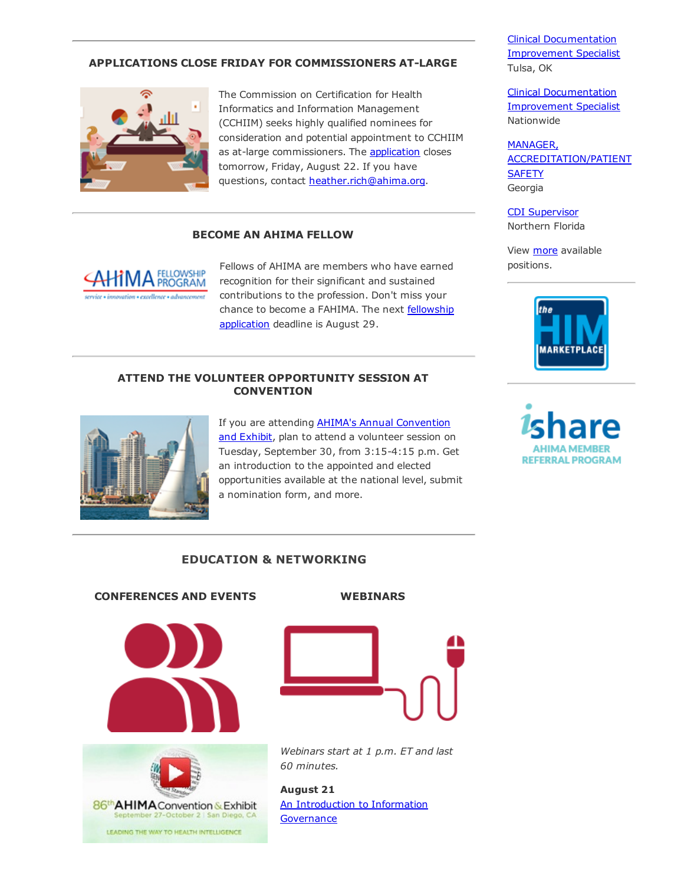## APPLICATIONS CLOSE FRIDAY FOR COMMISSIONERS AT-LARGE

The Commission on Certification for Health Informatics and Information Management (CCHIIM) seeks highly qualified nominees for consideration and potential appointment to CCHIIM as at-large commissioners. The application closes tomorrow, Friday, August 22. If you have questions, contact heather.rich@ahima.org.

## BECOME AN AHIMA FELLOW

Fellows of AHIMA are members who have earned recognition for their significant and sustained contributions to the profession. Don't miss your chance to become a FAHIMA. The next fellowship application deadline is August 29.

## ATTEND THE VOLUNTEER OPPORTUNITY SESSION AT CONVENTION

If you are attending AHIMA's Annual Convention and Exhibit, plan to attend a volunteer session on Tuesday, September 30, from 3:15-4:15 p.m. Get an introduction to the appointed and elected opportunities available at the national level, submit a nomination form, and more.

## EDUCATION & NETWORKING

### CONFERENCES AND EVENTS

86th AHIMA Convention & Exhibit
September 27-October 2 | San Diego, CA
LEADING THE WAY TO HEALTH INTELLIGENCE

### WEBINARS

*Webinars start at 1 p.m. ET and last 60 minutes.*

**August 21**
An Introduction to Information Governance

---

Clinical Documentation Improvement Specialist
Tulsa, OK

Clinical Documentation Improvement Specialist
Nationwide

MANAGER, ACCREDITATION/PATIENT SAFETY
Georgia

CDI Supervisor
Northern Florida

View more available positions.

the HIM MARKETPLACE

ishare AHIMA MEMBER REFERRAL PROGRAM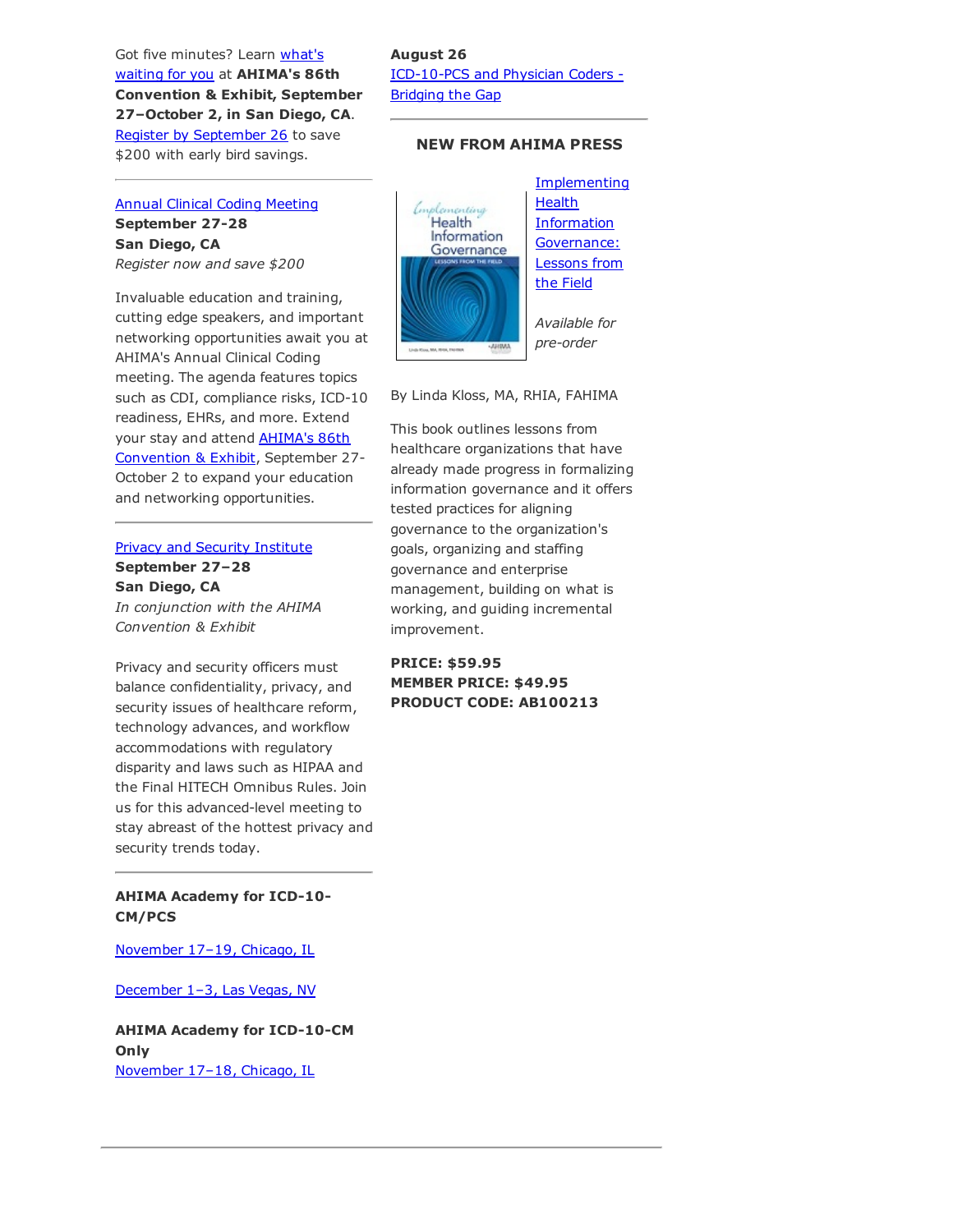Got five minutes? Learn what's waiting for you at **AHIMA's 86th Convention & Exhibit, September 27–October 2, in San Diego, CA**. Register by September 26 to save $200 with early bird savings.

---

Annual Clinical Coding Meeting
**September 27-28**
**San Diego, CA**
*Register now and save $200*

Invaluable education and training, cutting edge speakers, and important networking opportunities await you at AHIMA's Annual Clinical Coding meeting. The agenda features topics such as CDI, compliance risks, ICD-10 readiness, EHRs, and more. Extend your stay and attend AHIMA's 86th Convention & Exhibit, September 27-October 2 to expand your education and networking opportunities.

---

Privacy and Security Institute
**September 27–28**
**San Diego, CA**
*In conjunction with the AHIMA Convention & Exhibit*

Privacy and security officers must balance confidentiality, privacy, and security issues of healthcare reform, technology advances, and workflow accommodations with regulatory disparity and laws such as HIPAA and the Final HITECH Omnibus Rules. Join us for this advanced-level meeting to stay abreast of the hottest privacy and security trends today.

---

**AHIMA Academy for ICD-10-CM/PCS**

November 17–19, Chicago, IL

December 1–3, Las Vegas, NV

**AHIMA Academy for ICD-10-CM Only**
November 17–18, Chicago, IL

**August 26**
ICD-10-PCS and Physician Coders - Bridging the Gap

---

### NEW FROM AHIMA PRESS

Implementing Health Information Governance: Lessons from the Field

*Available for pre-order*

By Linda Kloss, MA, RHIA, FAHIMA

This book outlines lessons from healthcare organizations that have already made progress in formalizing information governance and it offers tested practices for aligning governance to the organization's goals, organizing and staffing governance and enterprise management, building on what is working, and guiding incremental improvement.

**PRICE: $59.95**
**MEMBER PRICE: $49.95**
**PRODUCT CODE: AB100213**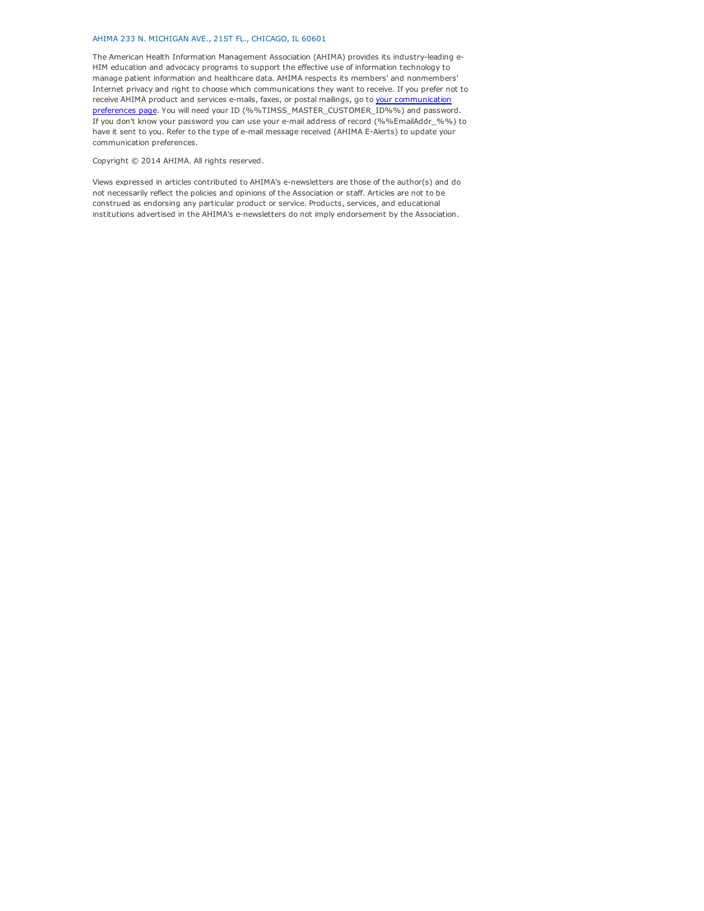AHIMA 233 N. MICHIGAN AVE., 21ST FL., CHICAGO, IL 60601

The American Health Information Management Association (AHIMA) provides its industry-leading e-HIM education and advocacy programs to support the effective use of information technology to manage patient information and healthcare data. AHIMA respects its members' and nonmembers' Internet privacy and right to choose which communications they want to receive. If you prefer not to receive AHIMA product and services e-mails, faxes, or postal mailings, go to your communication preferences page. You will need your ID (%%TIMSS_MASTER_CUSTOMER_ID%%) and password. If you don't know your password you can use your e-mail address of record (%%EmailAddr_%%) to have it sent to you. Refer to the type of e-mail message received (AHIMA E-Alerts) to update your communication preferences.

Copyright © 2014 AHIMA. All rights reserved.

Views expressed in articles contributed to AHIMA's e-newsletters are those of the author(s) and do not necessarily reflect the policies and opinions of the Association or staff. Articles are not to be construed as endorsing any particular product or service. Products, services, and educational institutions advertised in the AHIMA's e-newsletters do not imply endorsement by the Association.